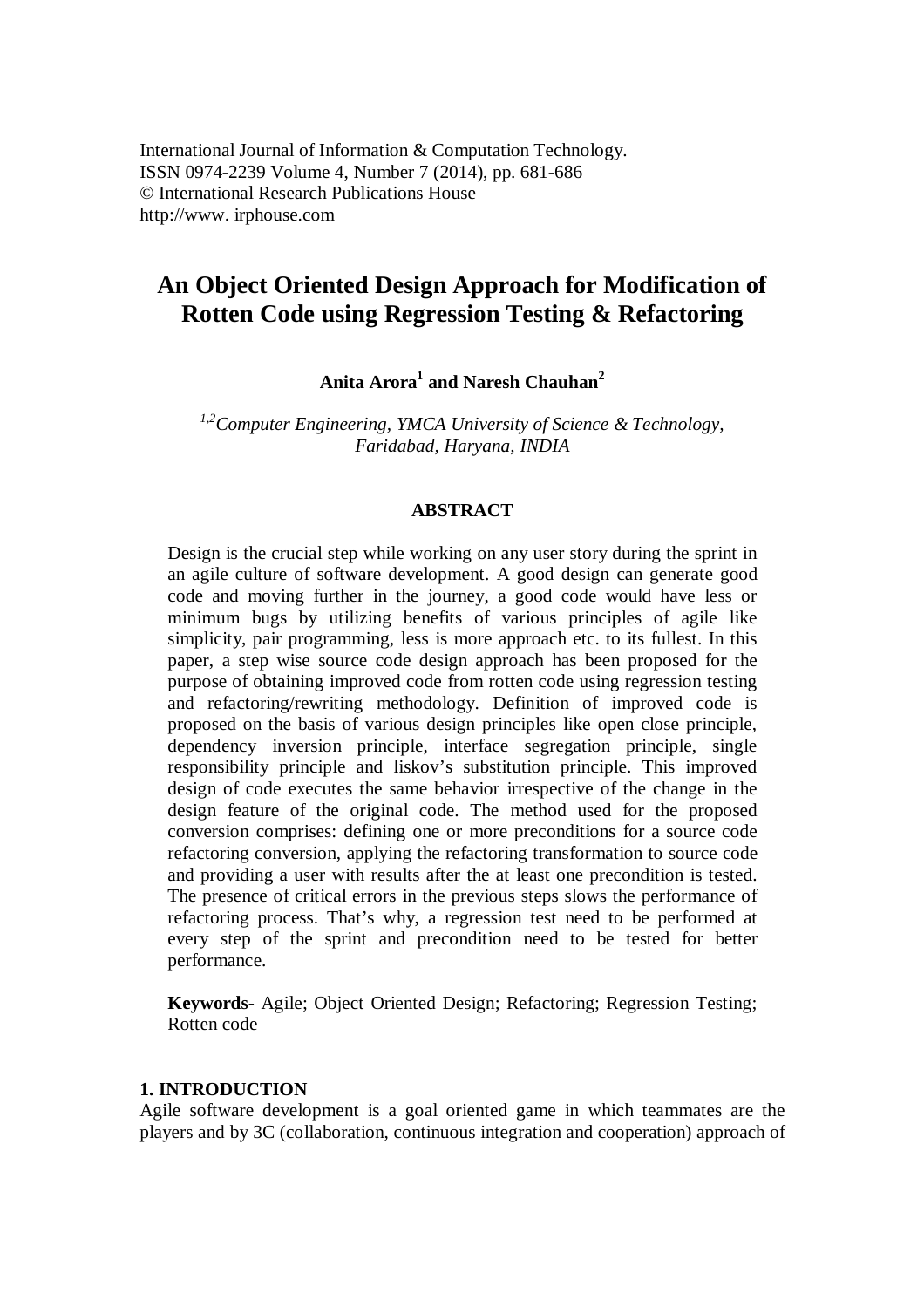International Journal of Information & Computation Technology.
ISSN 0974-2239 Volume 4, Number 7 (2014), pp. 681-686
© International Research Publications House
http://www. irphouse.com

# An Object Oriented Design Approach for Modification of Rotten Code using Regression Testing & Refactoring

**Anita Arora[1] and Naresh Chauhan[2]**

*[1,2]Computer Engineering, YMCA University of Science & Technology, Faridabad, Haryana, INDIA*

## ABSTRACT

Design is the crucial step while working on any user story during the sprint in an agile culture of software development. A good design can generate good code and moving further in the journey, a good code would have less or minimum bugs by utilizing benefits of various principles of agile like simplicity, pair programming, less is more approach etc. to its fullest. In this paper, a step wise source code design approach has been proposed for the purpose of obtaining improved code from rotten code using regression testing and refactoring/rewriting methodology. Definition of improved code is proposed on the basis of various design principles like open close principle, dependency inversion principle, interface segregation principle, single responsibility principle and liskov's substitution principle. This improved design of code executes the same behavior irrespective of the change in the design feature of the original code. The method used for the proposed conversion comprises: defining one or more preconditions for a source code refactoring conversion, applying the refactoring transformation to source code and providing a user with results after the at least one precondition is tested. The presence of critical errors in the previous steps slows the performance of refactoring process. That's why, a regression test need to be performed at every step of the sprint and precondition need to be tested for better performance.

**Keywords-** Agile; Object Oriented Design; Refactoring; Regression Testing; Rotten code

## 1. INTRODUCTION

Agile software development is a goal oriented game in which teammates are the players and by 3C (collaboration, continuous integration and cooperation) approach of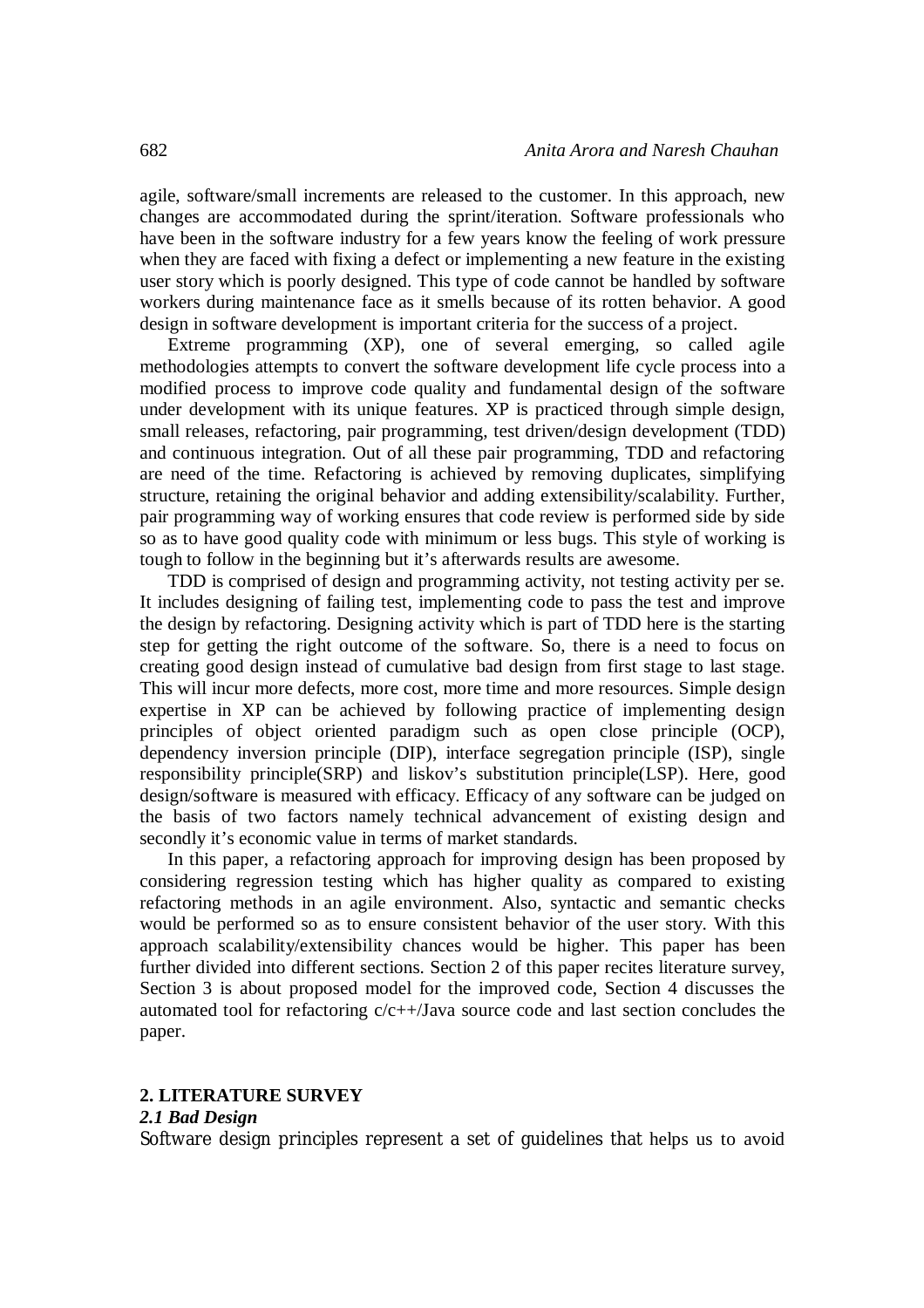agile, software/small increments are released to the customer. In this approach, new changes are accommodated during the sprint/iteration. Software professionals who have been in the software industry for a few years know the feeling of work pressure when they are faced with fixing a defect or implementing a new feature in the existing user story which is poorly designed. This type of code cannot be handled by software workers during maintenance face as it smells because of its rotten behavior. A good design in software development is important criteria for the success of a project.

Extreme programming (XP), one of several emerging, so called agile methodologies attempts to convert the software development life cycle process into a modified process to improve code quality and fundamental design of the software under development with its unique features. XP is practiced through simple design, small releases, refactoring, pair programming, test driven/design development (TDD) and continuous integration. Out of all these pair programming, TDD and refactoring are need of the time. Refactoring is achieved by removing duplicates, simplifying structure, retaining the original behavior and adding extensibility/scalability. Further, pair programming way of working ensures that code review is performed side by side so as to have good quality code with minimum or less bugs. This style of working is tough to follow in the beginning but it's afterwards results are awesome.

TDD is comprised of design and programming activity, not testing activity per se. It includes designing of failing test, implementing code to pass the test and improve the design by refactoring. Designing activity which is part of TDD here is the starting step for getting the right outcome of the software. So, there is a need to focus on creating good design instead of cumulative bad design from first stage to last stage. This will incur more defects, more cost, more time and more resources. Simple design expertise in XP can be achieved by following practice of implementing design principles of object oriented paradigm such as open close principle (OCP), dependency inversion principle (DIP), interface segregation principle (ISP), single responsibility principle(SRP) and liskov's substitution principle(LSP). Here, good design/software is measured with efficacy. Efficacy of any software can be judged on the basis of two factors namely technical advancement of existing design and secondly it's economic value in terms of market standards.

In this paper, a refactoring approach for improving design has been proposed by considering regression testing which has higher quality as compared to existing refactoring methods in an agile environment. Also, syntactic and semantic checks would be performed so as to ensure consistent behavior of the user story. With this approach scalability/extensibility chances would be higher. This paper has been further divided into different sections. Section 2 of this paper recites literature survey, Section 3 is about proposed model for the improved code, Section 4 discusses the automated tool for refactoring c/c++/Java source code and last section concludes the paper.

## 2. LITERATURE SURVEY

### *2.1 Bad Design*

Software design principles represent a set of guidelines that helps us to avoid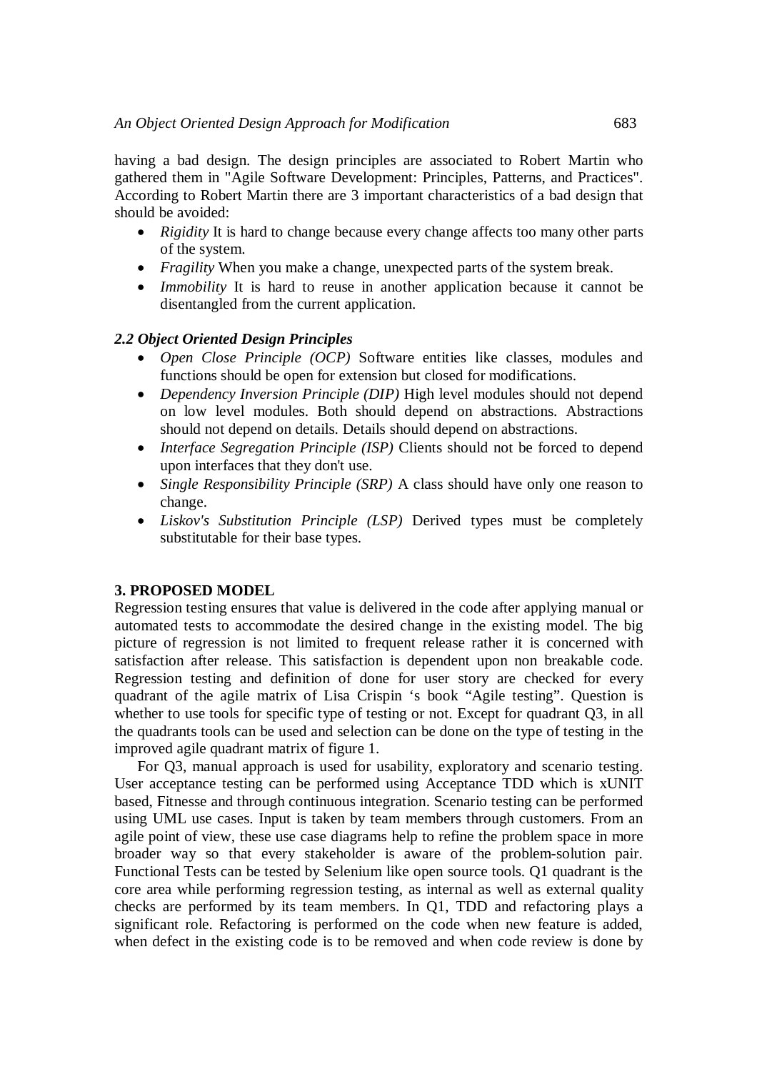having a bad design. The design principles are associated to Robert Martin who gathered them in "Agile Software Development: Principles, Patterns, and Practices". According to Robert Martin there are 3 important characteristics of a bad design that should be avoided:

- *Rigidity* It is hard to change because every change affects too many other parts of the system.
- *Fragility* When you make a change, unexpected parts of the system break.
- *Immobility* It is hard to reuse in another application because it cannot be disentangled from the current application.

### *2.2 Object Oriented Design Principles*

- *Open Close Principle (OCP)* Software entities like classes, modules and functions should be open for extension but closed for modifications.
- *Dependency Inversion Principle (DIP)* High level modules should not depend on low level modules. Both should depend on abstractions. Abstractions should not depend on details. Details should depend on abstractions.
- *Interface Segregation Principle (ISP)* Clients should not be forced to depend upon interfaces that they don't use.
- *Single Responsibility Principle (SRP)* A class should have only one reason to change.
- *Liskov's Substitution Principle (LSP)* Derived types must be completely substitutable for their base types.

## 3. PROPOSED MODEL

Regression testing ensures that value is delivered in the code after applying manual or automated tests to accommodate the desired change in the existing model. The big picture of regression is not limited to frequent release rather it is concerned with satisfaction after release. This satisfaction is dependent upon non breakable code. Regression testing and definition of done for user story are checked for every quadrant of the agile matrix of Lisa Crispin 's book "Agile testing". Question is whether to use tools for specific type of testing or not. Except for quadrant Q3, in all the quadrants tools can be used and selection can be done on the type of testing in the improved agile quadrant matrix of figure 1.

For Q3, manual approach is used for usability, exploratory and scenario testing. User acceptance testing can be performed using Acceptance TDD which is xUNIT based, Fitnesse and through continuous integration. Scenario testing can be performed using UML use cases. Input is taken by team members through customers. From an agile point of view, these use case diagrams help to refine the problem space in more broader way so that every stakeholder is aware of the problem-solution pair. Functional Tests can be tested by Selenium like open source tools. Q1 quadrant is the core area while performing regression testing, as internal as well as external quality checks are performed by its team members. In Q1, TDD and refactoring plays a significant role. Refactoring is performed on the code when new feature is added, when defect in the existing code is to be removed and when code review is done by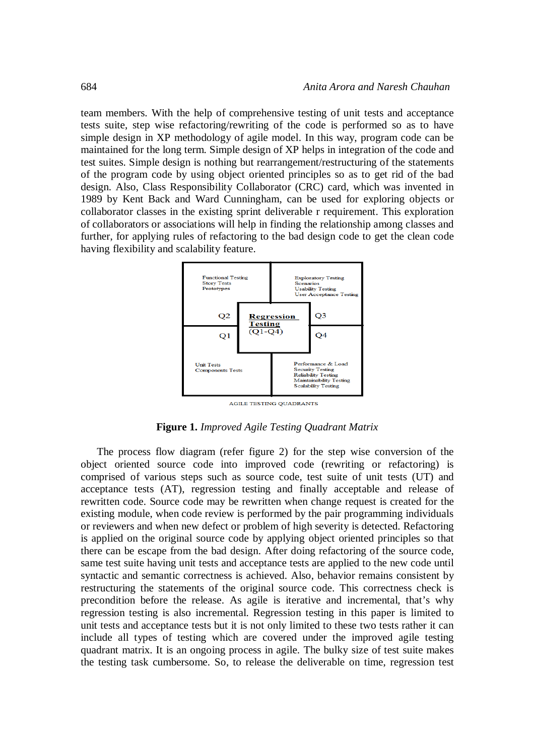team members. With the help of comprehensive testing of unit tests and acceptance tests suite, step wise refactoring/rewriting of the code is performed so as to have simple design in XP methodology of agile model. In this way, program code can be maintained for the long term. Simple design of XP helps in integration of the code and test suites. Simple design is nothing but rearrangement/restructuring of the statements of the program code by using object oriented principles so as to get rid of the bad design. Also, Class Responsibility Collaborator (CRC) card, which was invented in 1989 by Kent Back and Ward Cunningham, can be used for exploring objects or collaborator classes in the existing sprint deliverable r requirement. This exploration of collaborators or associations will help in finding the relationship among classes and further, for applying rules of refactoring to the bad design code to get the clean code having flexibility and scalability feature.

| Q2 | Q3 |
| --- | --- |
| Functional Testing<br>Story Tests<br>Prototypes | Exploratory Testing<br>Scenarios<br>Usability Testing<br>User Acceptance Testing |
| **Q1** | **Q4** |
| Unit Tests<br>Components Tests | Performance & Load<br>Security Testing<br>Reliability Testing<br>Maintainability Testing<br>Scalability Testing |

Center: **Regression Testing** (Q1-Q4)

AGILE TESTING QUADRANTS

**Figure 1.** *Improved Agile Testing Quadrant Matrix*

The process flow diagram (refer figure 2) for the step wise conversion of the object oriented source code into improved code (rewriting or refactoring) is comprised of various steps such as source code, test suite of unit tests (UT) and acceptance tests (AT), regression testing and finally acceptable and release of rewritten code. Source code may be rewritten when change request is created for the existing module, when code review is performed by the pair programming individuals or reviewers and when new defect or problem of high severity is detected. Refactoring is applied on the original source code by applying object oriented principles so that there can be escape from the bad design. After doing refactoring of the source code, same test suite having unit tests and acceptance tests are applied to the new code until syntactic and semantic correctness is achieved. Also, behavior remains consistent by restructuring the statements of the original source code. This correctness check is precondition before the release. As agile is iterative and incremental, that's why regression testing is also incremental. Regression testing in this paper is limited to unit tests and acceptance tests but it is not only limited to these two tests rather it can include all types of testing which are covered under the improved agile testing quadrant matrix. It is an ongoing process in agile. The bulky size of test suite makes the testing task cumbersome. So, to release the deliverable on time, regression test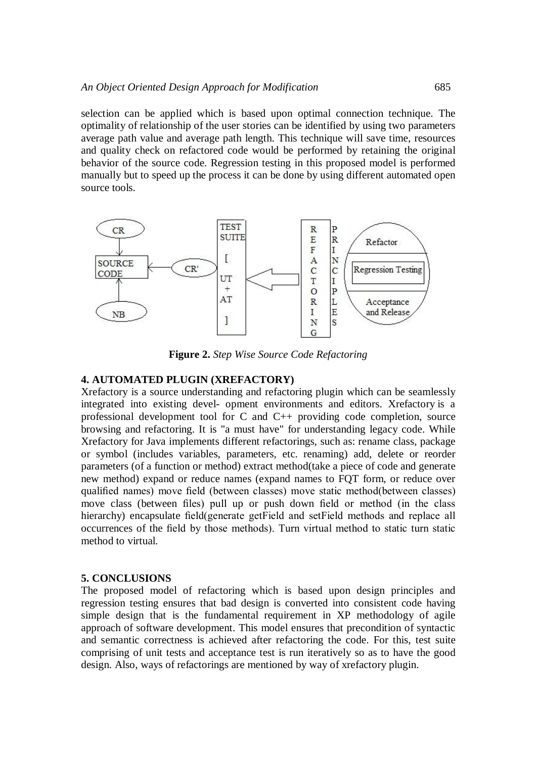selection can be applied which is based upon optimal connection technique. The optimality of relationship of the user stories can be identified by using two parameters average path value and average path length. This technique will save time, resources and quality check on refactored code would be performed by retaining the original behavior of the source code. Regression testing in this proposed model is performed manually but to speed up the process it can be done by using different automated open source tools.

**Figure 2.** *Step Wise Source Code Refactoring*

## 4. AUTOMATED PLUGIN (XREFACTORY)

Xrefactory is a source understanding and refactoring plugin which can be seamlessly integrated into existing devel- opment environments and editors. Xrefactory is a professional development tool for C and C++ providing code completion, source browsing and refactoring. It is "a must have" for understanding legacy code. While Xrefactory for Java implements different refactorings, such as: rename class, package or symbol (includes variables, parameters, etc. renaming) add, delete or reorder parameters (of a function or method) extract method(take a piece of code and generate new method) expand or reduce names (expand names to FQT form, or reduce over qualified names) move field (between classes) move static method(between classes) move class (between files) pull up or push down field or method (in the class hierarchy) encapsulate field(generate getField and setField methods and replace all occurrences of the field by those methods). Turn virtual method to static turn static method to virtual.

## 5. CONCLUSIONS

The proposed model of refactoring which is based upon design principles and regression testing ensures that bad design is converted into consistent code having simple design that is the fundamental requirement in XP methodology of agile approach of software development. This model ensures that precondition of syntactic and semantic correctness is achieved after refactoring the code. For this, test suite comprising of unit tests and acceptance test is run iteratively so as to have the good design. Also, ways of refactorings are mentioned by way of xrefactory plugin.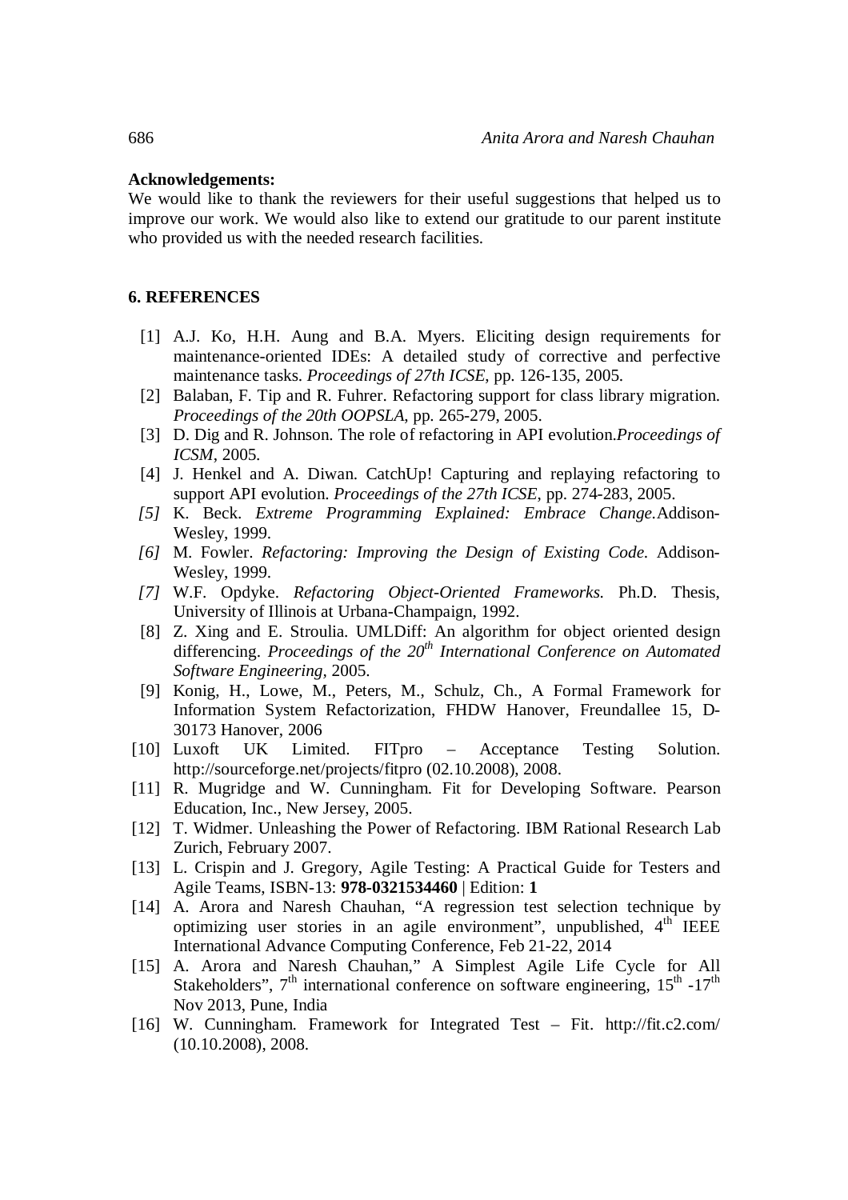**Acknowledgements:**
We would like to thank the reviewers for their useful suggestions that helped us to improve our work. We would also like to extend our gratitude to our parent institute who provided us with the needed research facilities.

## 6. REFERENCES

[1] A.J. Ko, H.H. Aung and B.A. Myers. Eliciting design requirements for maintenance-oriented IDEs: A detailed study of corrective and perfective maintenance tasks. *Proceedings of 27th ICSE*, pp. 126-135, 2005.

[2] Balaban, F. Tip and R. Fuhrer. Refactoring support for class library migration. *Proceedings of the 20th OOPSLA*, pp. 265-279, 2005.

[3] D. Dig and R. Johnson. The role of refactoring in API evolution.*Proceedings of ICSM*, 2005.

[4] J. Henkel and A. Diwan. CatchUp! Capturing and replaying refactoring to support API evolution. *Proceedings of the 27th ICSE*, pp. 274-283, 2005.

*[5]* K. Beck. *Extreme Programming Explained: Embrace Change.*Addison-Wesley, 1999.

*[6]* M. Fowler. *Refactoring: Improving the Design of Existing Code.* Addison-Wesley, 1999.

*[7]* W.F. Opdyke. *Refactoring Object-Oriented Frameworks.* Ph.D. Thesis, University of Illinois at Urbana-Champaign, 1992.

[8] Z. Xing and E. Stroulia. UMLDiff: An algorithm for object oriented design differencing. *Proceedings of the 20th International Conference on Automated Software Engineering*, 2005.

[9] Konig, H., Lowe, M., Peters, M., Schulz, Ch., A Formal Framework for Information System Refactorization, FHDW Hanover, Freundallee 15, D-30173 Hanover, 2006

[10] Luxoft UK Limited. FITpro – Acceptance Testing Solution. http://sourceforge.net/projects/fitpro (02.10.2008), 2008.

[11] R. Mugridge and W. Cunningham. Fit for Developing Software. Pearson Education, Inc., New Jersey, 2005.

[12] T. Widmer. Unleashing the Power of Refactoring. IBM Rational Research Lab Zurich, February 2007.

[13] L. Crispin and J. Gregory, Agile Testing: A Practical Guide for Testers and Agile Teams, ISBN-13: **978-0321534460** | Edition: **1**

[14] A. Arora and Naresh Chauhan, "A regression test selection technique by optimizing user stories in an agile environment", unpublished, 4th IEEE International Advance Computing Conference, Feb 21-22, 2014

[15] A. Arora and Naresh Chauhan," A Simplest Agile Life Cycle for All Stakeholders", 7th international conference on software engineering, 15th -17th Nov 2013, Pune, India

[16] W. Cunningham. Framework for Integrated Test – Fit. http://fit.c2.com/ (10.10.2008), 2008.